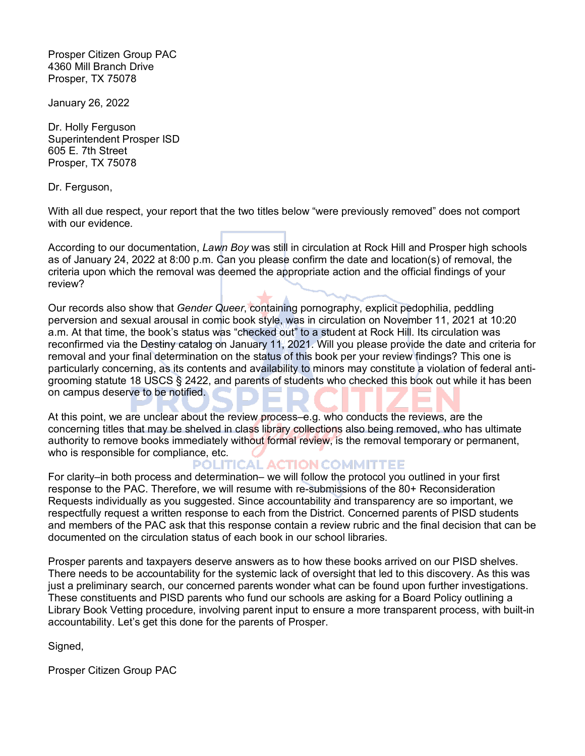Prosper Citizen Group PAC
4360 Mill Branch Drive
Prosper, TX 75078

January 26, 2022

Dr. Holly Ferguson
Superintendent Prosper ISD
605 E. 7th Street
Prosper, TX 75078

Dr. Ferguson,

With all due respect, your report that the two titles below "were previously removed" does not comport with our evidence.

According to our documentation, *Lawn Boy* was still in circulation at Rock Hill and Prosper high schools as of January 24, 2022 at 8:00 p.m. Can you please confirm the date and location(s) of removal, the criteria upon which the removal was deemed the appropriate action and the official findings of your review?

Our records also show that *Gender Queer*, containing pornography, explicit pedophilia, peddling perversion and sexual arousal in comic book style, was in circulation on November 11, 2021 at 10:20 a.m. At that time, the book's status was "checked out" to a student at Rock Hill. Its circulation was reconfirmed via the Destiny catalog on January 11, 2021. Will you please provide the date and criteria for removal and your final determination on the status of this book per your review findings? This one is particularly concerning, as its contents and availability to minors may constitute a violation of federal anti-grooming statute 18 USCS § 2422, and parents of students who checked this book out while it has been on campus deserve to be notified.

At this point, we are unclear about the review process–e.g. who conducts the reviews, are the concerning titles that may be shelved in class library collections also being removed, who has ultimate authority to remove books immediately without formal review, is the removal temporary or permanent, who is responsible for compliance, etc.

For clarity–in both process and determination– we will follow the protocol you outlined in your first response to the PAC. Therefore, we will resume with re-submissions of the 80+ Reconsideration Requests individually as you suggested. Since accountability and transparency are so important, we respectfully request a written response to each from the District. Concerned parents of PISD students and members of the PAC ask that this response contain a review rubric and the final decision that can be documented on the circulation status of each book in our school libraries.

Prosper parents and taxpayers deserve answers as to how these books arrived on our PISD shelves. There needs to be accountability for the systemic lack of oversight that led to this discovery. As this was just a preliminary search, our concerned parents wonder what can be found upon further investigations. These constituents and PISD parents who fund our schools are asking for a Board Policy outlining a Library Book Vetting procedure, involving parent input to ensure a more transparent process, with built-in accountability. Let's get this done for the parents of Prosper.

Signed,

Prosper Citizen Group PAC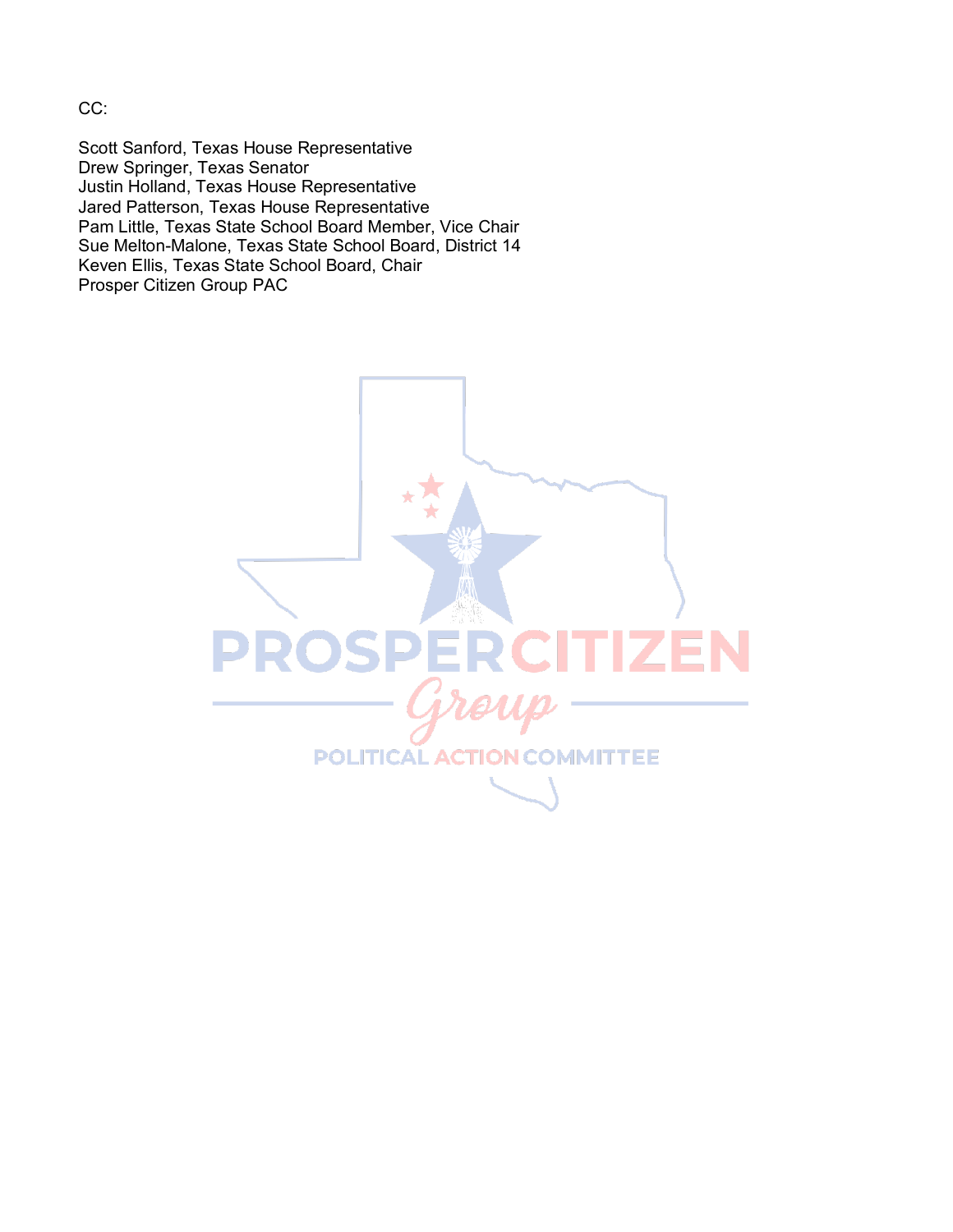CC:

Scott Sanford, Texas House Representative
Drew Springer, Texas Senator
Justin Holland, Texas House Representative
Jared Patterson, Texas House Representative
Pam Little, Texas State School Board Member, Vice Chair
Sue Melton-Malone, Texas State School Board, District 14
Keven Ellis, Texas State School Board, Chair
Prosper Citizen Group PAC